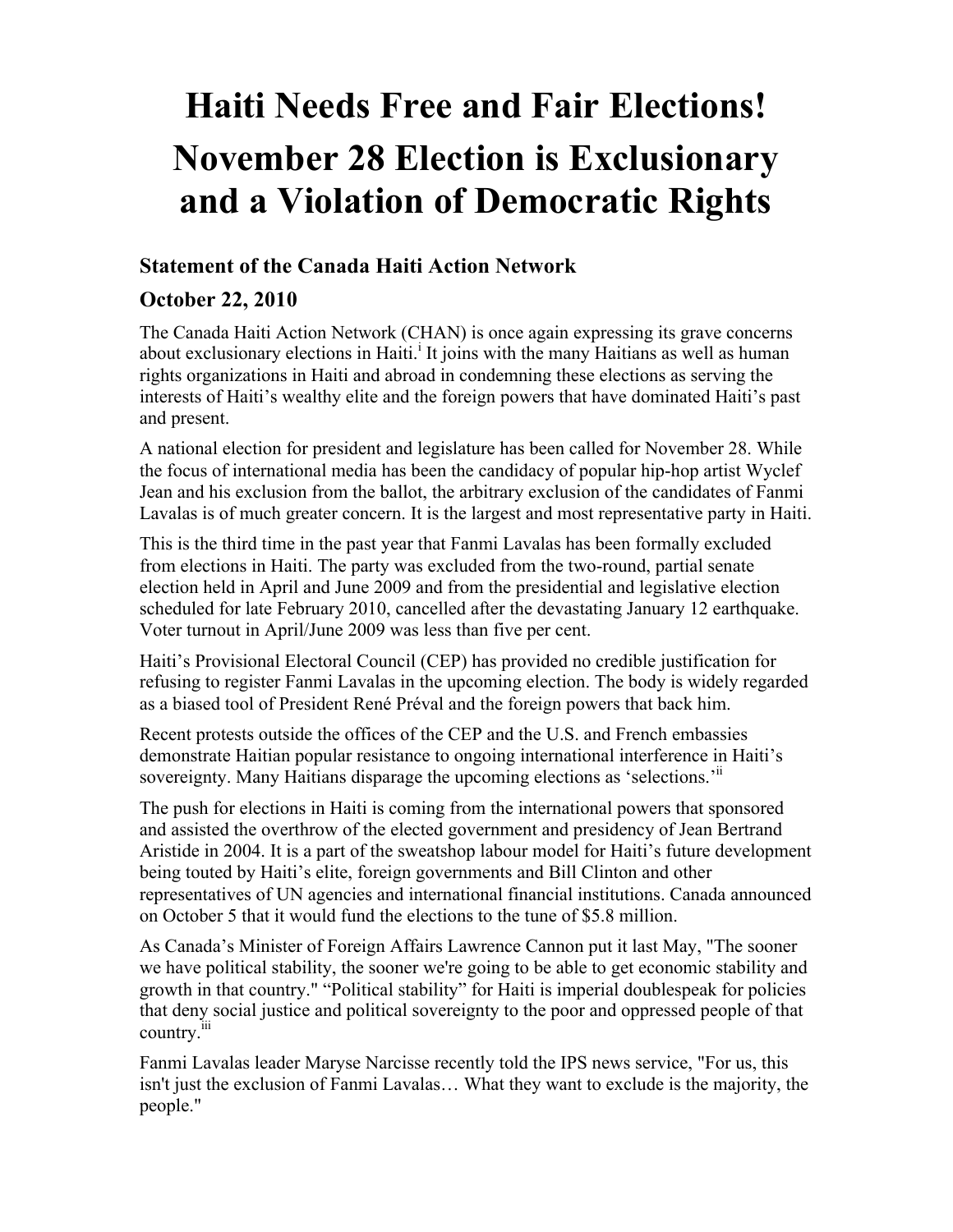# Haiti Needs Free and Fair Elections!

# November 28 Election is Exclusionary and a Violation of Democratic Rights

### Statement of the Canada Haiti Action Network

### October 22, 2010

The Canada Haiti Action Network (CHAN) is once again expressing its grave concerns about exclusionary elections in Haiti.[i] It joins with the many Haitians as well as human rights organizations in Haiti and abroad in condemning these elections as serving the interests of Haiti's wealthy elite and the foreign powers that have dominated Haiti's past and present.

A national election for president and legislature has been called for November 28. While the focus of international media has been the candidacy of popular hip-hop artist Wyclef Jean and his exclusion from the ballot, the arbitrary exclusion of the candidates of Fanmi Lavalas is of much greater concern. It is the largest and most representative party in Haiti.

This is the third time in the past year that Fanmi Lavalas has been formally excluded from elections in Haiti. The party was excluded from the two-round, partial senate election held in April and June 2009 and from the presidential and legislative election scheduled for late February 2010, cancelled after the devastating January 12 earthquake. Voter turnout in April/June 2009 was less than five per cent.

Haiti's Provisional Electoral Council (CEP) has provided no credible justification for refusing to register Fanmi Lavalas in the upcoming election. The body is widely regarded as a biased tool of President René Préval and the foreign powers that back him.

Recent protests outside the offices of the CEP and the U.S. and French embassies demonstrate Haitian popular resistance to ongoing international interference in Haiti's sovereignty. Many Haitians disparage the upcoming elections as 'selections.'[ii]

The push for elections in Haiti is coming from the international powers that sponsored and assisted the overthrow of the elected government and presidency of Jean Bertrand Aristide in 2004. It is a part of the sweatshop labour model for Haiti's future development being touted by Haiti's elite, foreign governments and Bill Clinton and other representatives of UN agencies and international financial institutions. Canada announced on October 5 that it would fund the elections to the tune of $5.8 million.

As Canada's Minister of Foreign Affairs Lawrence Cannon put it last May, "The sooner we have political stability, the sooner we're going to be able to get economic stability and growth in that country." "Political stability" for Haiti is imperial doublespeak for policies that deny social justice and political sovereignty to the poor and oppressed people of that country.[iii]

Fanmi Lavalas leader Maryse Narcisse recently told the IPS news service, "For us, this isn't just the exclusion of Fanmi Lavalas… What they want to exclude is the majority, the people."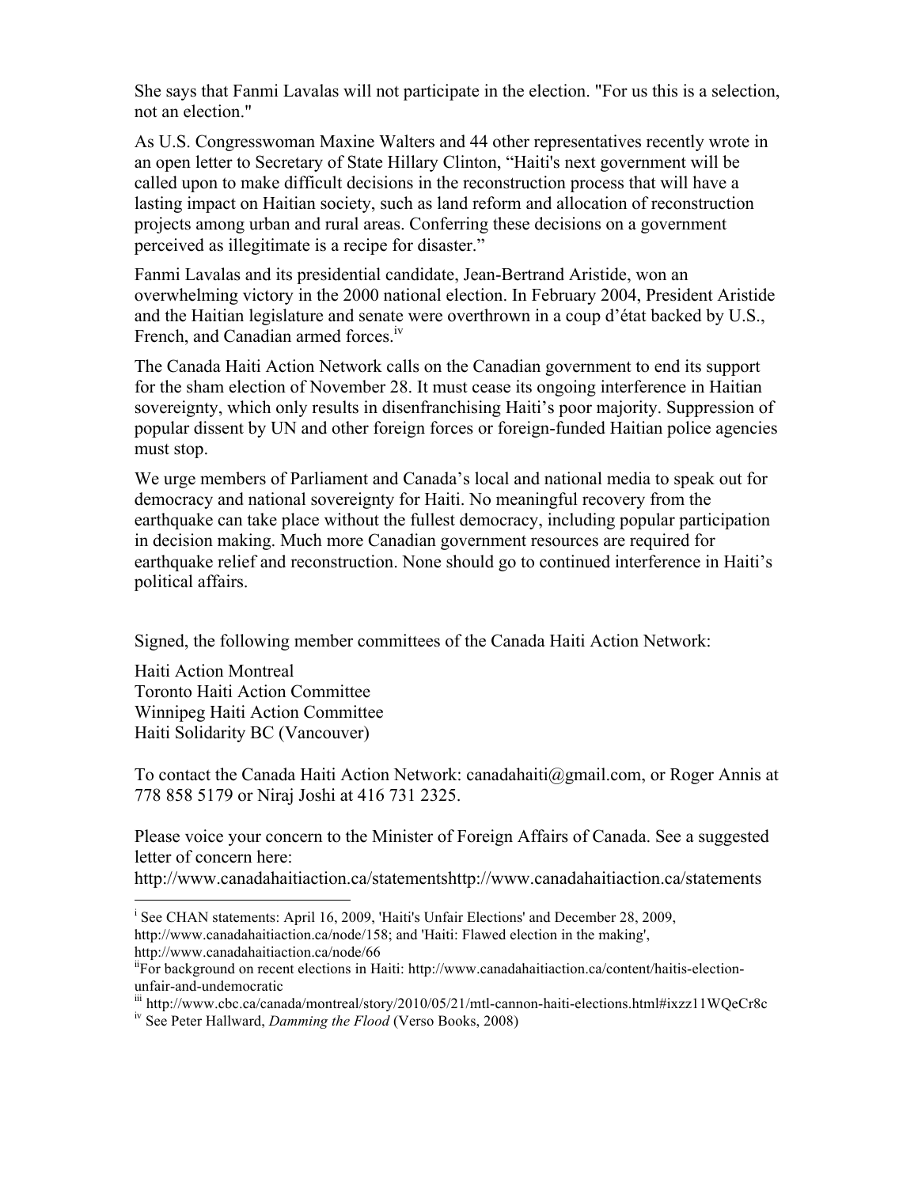She says that Fanmi Lavalas will not participate in the election. "For us this is a selection, not an election."

As U.S. Congresswoman Maxine Walters and 44 other representatives recently wrote in an open letter to Secretary of State Hillary Clinton, “Haiti's next government will be called upon to make difficult decisions in the reconstruction process that will have a lasting impact on Haitian society, such as land reform and allocation of reconstruction projects among urban and rural areas. Conferring these decisions on a government perceived as illegitimate is a recipe for disaster.”

Fanmi Lavalas and its presidential candidate, Jean-Bertrand Aristide, won an overwhelming victory in the 2000 national election. In February 2004, President Aristide and the Haitian legislature and senate were overthrown in a coup d’état backed by U.S., French, and Canadian armed forces.[iv]

The Canada Haiti Action Network calls on the Canadian government to end its support for the sham election of November 28. It must cease its ongoing interference in Haitian sovereignty, which only results in disenfranchising Haiti’s poor majority. Suppression of popular dissent by UN and other foreign forces or foreign-funded Haitian police agencies must stop.

We urge members of Parliament and Canada’s local and national media to speak out for democracy and national sovereignty for Haiti. No meaningful recovery from the earthquake can take place without the fullest democracy, including popular participation in decision making. Much more Canadian government resources are required for earthquake relief and reconstruction. None should go to continued interference in Haiti’s political affairs.

Signed, the following member committees of the Canada Haiti Action Network:

Haiti Action Montreal
Toronto Haiti Action Committee
Winnipeg Haiti Action Committee
Haiti Solidarity BC (Vancouver)

To contact the Canada Haiti Action Network: canadahaiti@gmail.com, or Roger Annis at 778 858 5179 or Niraj Joshi at 416 731 2325.

Please voice your concern to the Minister of Foreign Affairs of Canada. See a suggested letter of concern here:
http://www.canadahaitiaction.ca/statementshttp://www.canadahaitiaction.ca/statements

---

[i] See CHAN statements: April 16, 2009, 'Haiti's Unfair Elections' and December 28, 2009, http://www.canadahaitiaction.ca/node/158; and 'Haiti: Flawed election in the making', http://www.canadahaitiaction.ca/node/66

[ii] For background on recent elections in Haiti: http://www.canadahaitiaction.ca/content/haitis-election-unfair-and-undemocratic

[iii] http://www.cbc.ca/canada/montreal/story/2010/05/21/mtl-cannon-haiti-elections.html#ixzz11WQeCr8c

[iv] See Peter Hallward, *Damming the Flood* (Verso Books, 2008)